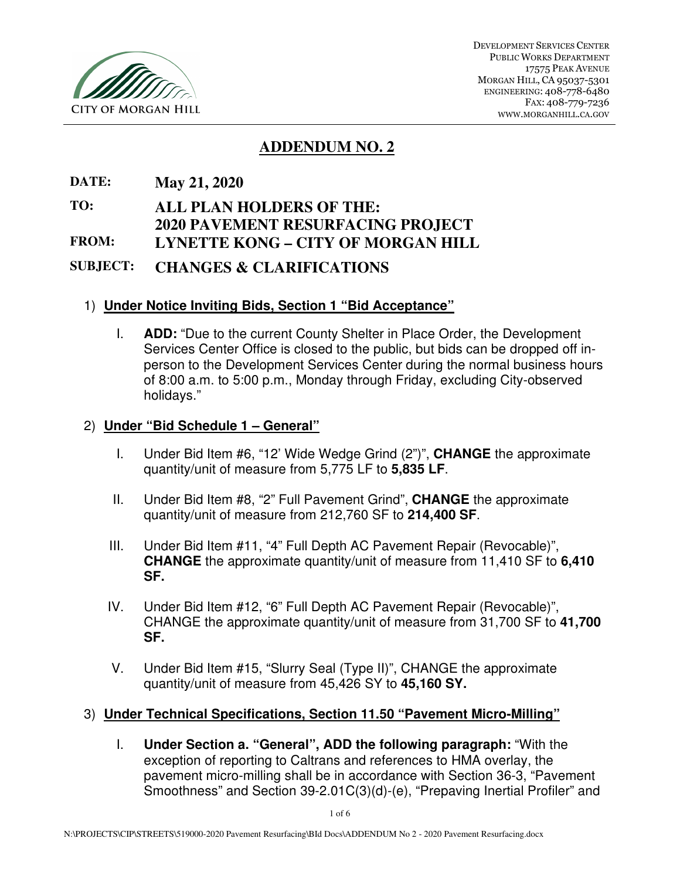CITY OF MORGAN HILL

DEVELOPMENT SERVICES CENTER
PUBLIC WORKS DEPARTMENT
17575 PEAK AVENUE
MORGAN HILL, CA 95037-5301
ENGINEERING: 408-778-6480
FAX: 408-779-7236
WWW.MORGANHILL.CA.GOV

# ADDENDUM NO. 2

**DATE:** **May 21, 2020**

**TO:** **ALL PLAN HOLDERS OF THE: 2020 PAVEMENT RESURFACING PROJECT**

**FROM:** **LYNETTE KONG – CITY OF MORGAN HILL**

**SUBJECT:** **CHANGES & CLARIFICATIONS**

1) **Under Notice Inviting Bids, Section 1 "Bid Acceptance"**

   I. **ADD:** "Due to the current County Shelter in Place Order, the Development Services Center Office is closed to the public, but bids can be dropped off in-person to the Development Services Center during the normal business hours of 8:00 a.m. to 5:00 p.m., Monday through Friday, excluding City-observed holidays."

2) **Under "Bid Schedule 1 – General"**

   I. Under Bid Item #6, "12' Wide Wedge Grind (2")", **CHANGE** the approximate quantity/unit of measure from 5,775 LF to **5,835 LF**.

   II. Under Bid Item #8, "2" Full Pavement Grind", **CHANGE** the approximate quantity/unit of measure from 212,760 SF to **214,400 SF**.

   III. Under Bid Item #11, "4" Full Depth AC Pavement Repair (Revocable)", **CHANGE** the approximate quantity/unit of measure from 11,410 SF to **6,410 SF.**

   IV. Under Bid Item #12, "6" Full Depth AC Pavement Repair (Revocable)", CHANGE the approximate quantity/unit of measure from 31,700 SF to **41,700 SF.**

   V. Under Bid Item #15, "Slurry Seal (Type II)", CHANGE the approximate quantity/unit of measure from 45,426 SY to **45,160 SY.**

3) **Under Technical Specifications, Section 11.50 "Pavement Micro-Milling"**

   I. **Under Section a. "General", ADD the following paragraph:** "With the exception of reporting to Caltrans and references to HMA overlay, the pavement micro-milling shall be in accordance with Section 36-3, "Pavement Smoothness" and Section 39-2.01C(3)(d)-(e), "Prepaving Inertial Profiler" and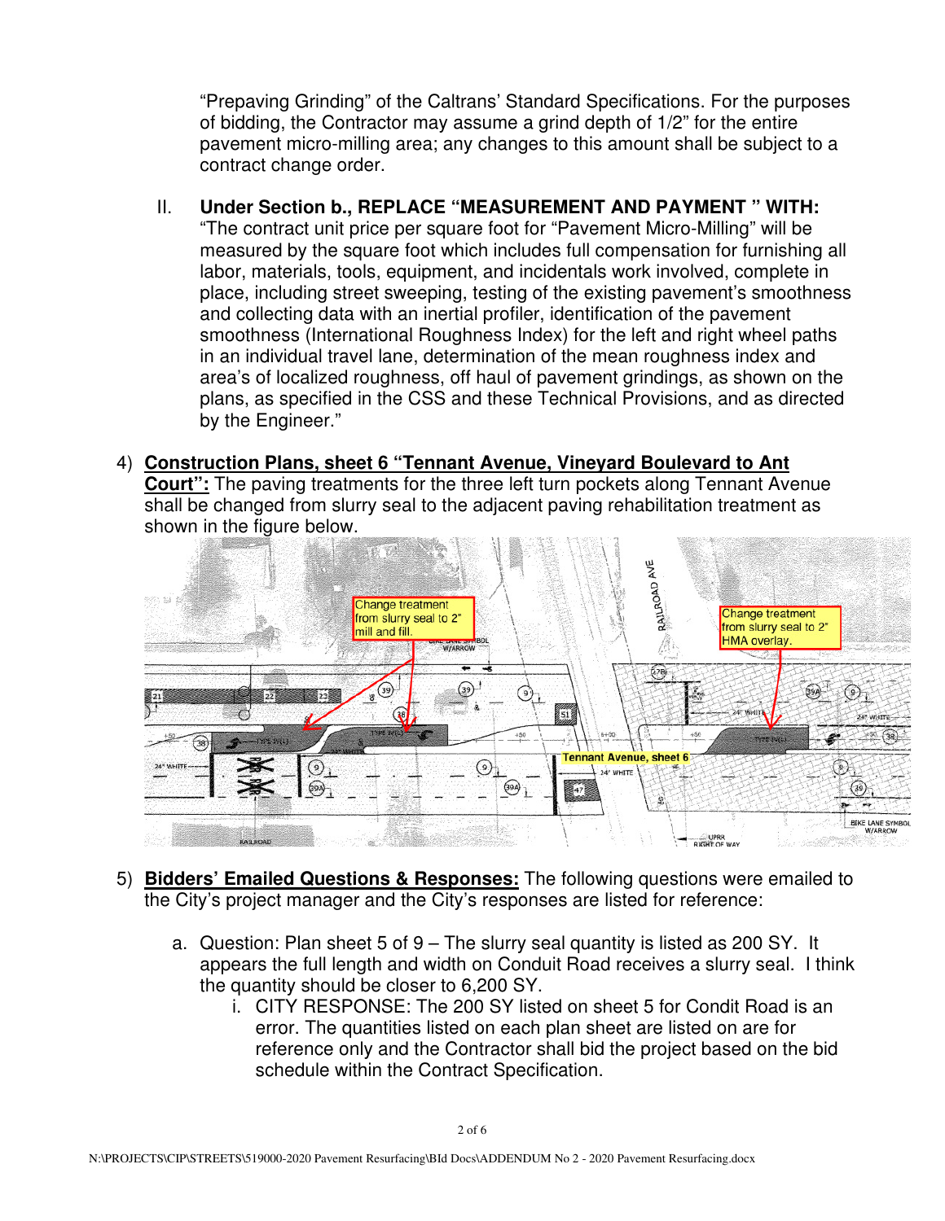"Prepaving Grinding" of the Caltrans' Standard Specifications. For the purposes of bidding, the Contractor may assume a grind depth of 1/2" for the entire pavement micro-milling area; any changes to this amount shall be subject to a contract change order.

II. **Under Section b., REPLACE "MEASUREMENT AND PAYMENT " WITH:** "The contract unit price per square foot for "Pavement Micro-Milling" will be measured by the square foot which includes full compensation for furnishing all labor, materials, tools, equipment, and incidentals work involved, complete in place, including street sweeping, testing of the existing pavement's smoothness and collecting data with an inertial profiler, identification of the pavement smoothness (International Roughness Index) for the left and right wheel paths in an individual travel lane, determination of the mean roughness index and area's of localized roughness, off haul of pavement grindings, as shown on the plans, as specified in the CSS and these Technical Provisions, and as directed by the Engineer."

4) **Construction Plans, sheet 6 "Tennant Avenue, Vineyard Boulevard to Ant Court":** The paving treatments for the three left turn pockets along Tennant Avenue shall be changed from slurry seal to the adjacent paving rehabilitation treatment as shown in the figure below.

5) **Bidders' Emailed Questions & Responses:** The following questions were emailed to the City's project manager and the City's responses are listed for reference:

   a. Question: Plan sheet 5 of 9 – The slurry seal quantity is listed as 200 SY. It appears the full length and width on Conduit Road receives a slurry seal. I think the quantity should be closer to 6,200 SY.

      i. CITY RESPONSE: The 200 SY listed on sheet 5 for Condit Road is an error. The quantities listed on each plan sheet are listed on are for reference only and the Contractor shall bid the project based on the bid schedule within the Contract Specification.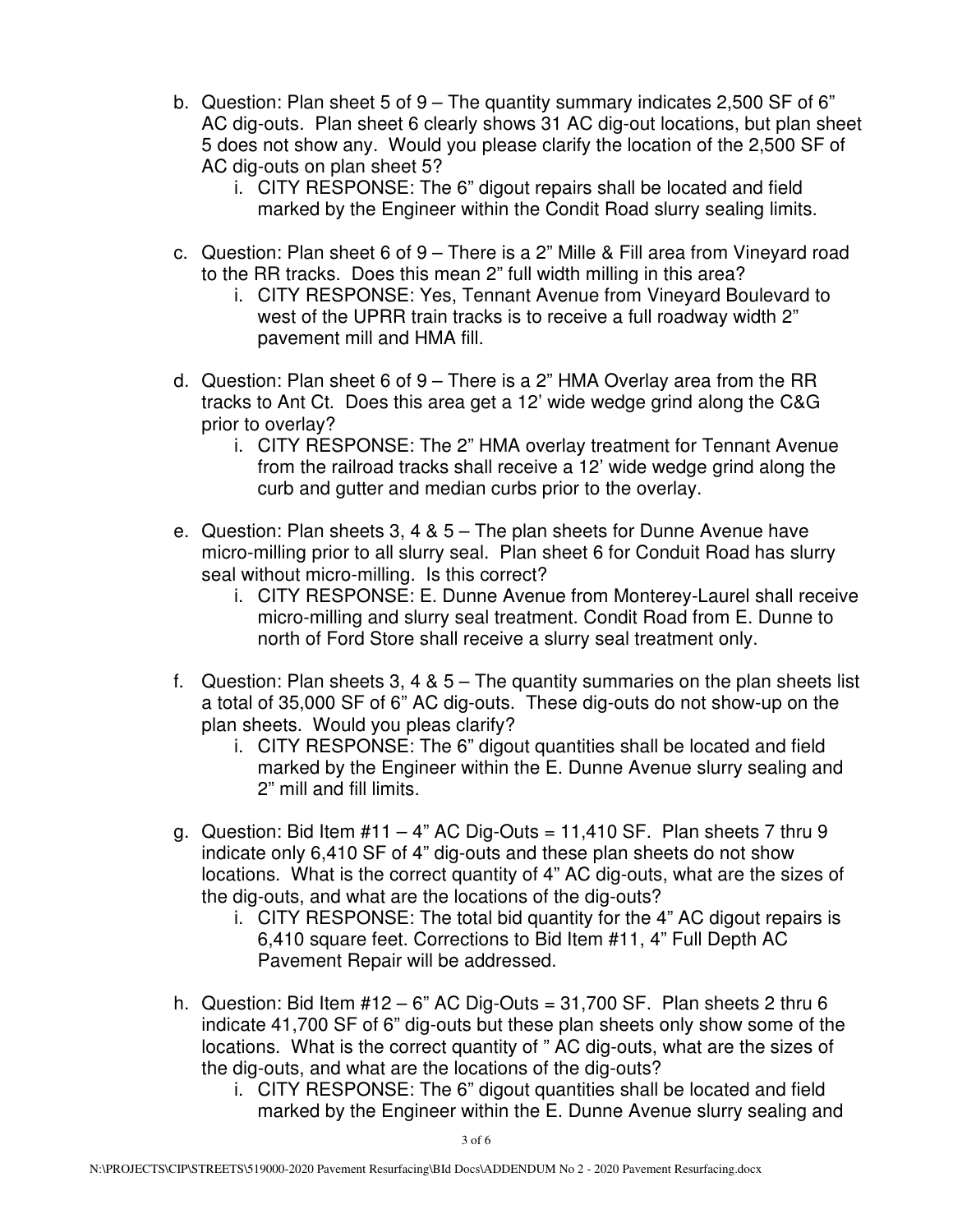b. Question: Plan sheet 5 of 9 – The quantity summary indicates 2,500 SF of 6" AC dig-outs. Plan sheet 6 clearly shows 31 AC dig-out locations, but plan sheet 5 does not show any. Would you please clarify the location of the 2,500 SF of AC dig-outs on plan sheet 5?

   i. CITY RESPONSE: The 6" digout repairs shall be located and field marked by the Engineer within the Condit Road slurry sealing limits.

c. Question: Plan sheet 6 of 9 – There is a 2" Mille & Fill area from Vineyard road to the RR tracks. Does this mean 2" full width milling in this area?

   i. CITY RESPONSE: Yes, Tennant Avenue from Vineyard Boulevard to west of the UPRR train tracks is to receive a full roadway width 2" pavement mill and HMA fill.

d. Question: Plan sheet 6 of 9 – There is a 2" HMA Overlay area from the RR tracks to Ant Ct. Does this area get a 12' wide wedge grind along the C&G prior to overlay?

   i. CITY RESPONSE: The 2" HMA overlay treatment for Tennant Avenue from the railroad tracks shall receive a 12' wide wedge grind along the curb and gutter and median curbs prior to the overlay.

e. Question: Plan sheets 3, 4 & 5 – The plan sheets for Dunne Avenue have micro-milling prior to all slurry seal. Plan sheet 6 for Conduit Road has slurry seal without micro-milling. Is this correct?

   i. CITY RESPONSE: E. Dunne Avenue from Monterey-Laurel shall receive micro-milling and slurry seal treatment. Condit Road from E. Dunne to north of Ford Store shall receive a slurry seal treatment only.

f. Question: Plan sheets 3, 4 & 5 – The quantity summaries on the plan sheets list a total of 35,000 SF of 6" AC dig-outs. These dig-outs do not show-up on the plan sheets. Would you pleas clarify?

   i. CITY RESPONSE: The 6" digout quantities shall be located and field marked by the Engineer within the E. Dunne Avenue slurry sealing and 2" mill and fill limits.

g. Question: Bid Item #11 – 4" AC Dig-Outs = 11,410 SF. Plan sheets 7 thru 9 indicate only 6,410 SF of 4" dig-outs and these plan sheets do not show locations. What is the correct quantity of 4" AC dig-outs, what are the sizes of the dig-outs, and what are the locations of the dig-outs?

   i. CITY RESPONSE: The total bid quantity for the 4" AC digout repairs is 6,410 square feet. Corrections to Bid Item #11, 4" Full Depth AC Pavement Repair will be addressed.

h. Question: Bid Item #12 – 6" AC Dig-Outs = 31,700 SF. Plan sheets 2 thru 6 indicate 41,700 SF of 6" dig-outs but these plan sheets only show some of the locations. What is the correct quantity of " AC dig-outs, what are the sizes of the dig-outs, and what are the locations of the dig-outs?

   i. CITY RESPONSE: The 6" digout quantities shall be located and field marked by the Engineer within the E. Dunne Avenue slurry sealing and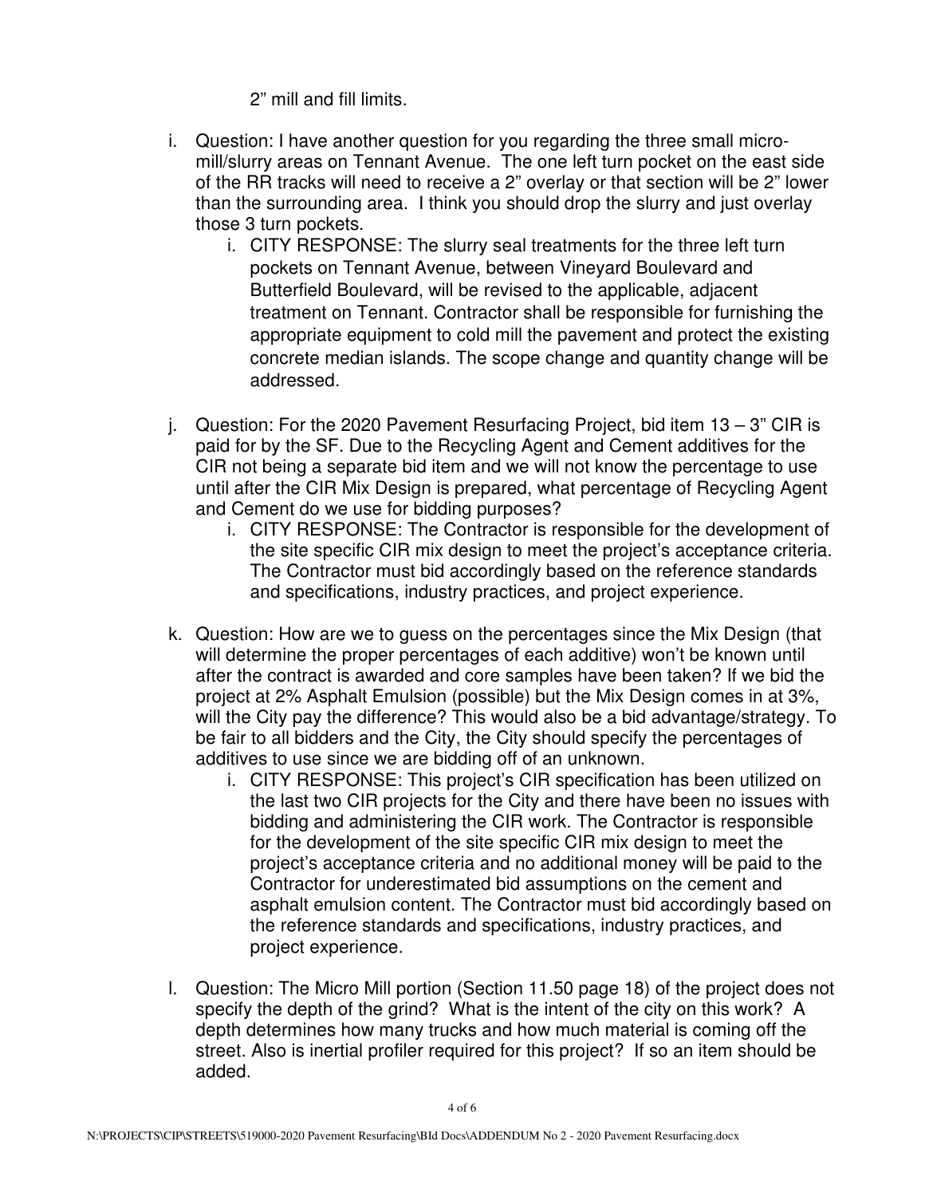2" mill and fill limits.

i. Question: I have another question for you regarding the three small micro-mill/slurry areas on Tennant Avenue. The one left turn pocket on the east side of the RR tracks will need to receive a 2" overlay or that section will be 2" lower than the surrounding area. I think you should drop the slurry and just overlay those 3 turn pockets.
   i. CITY RESPONSE: The slurry seal treatments for the three left turn pockets on Tennant Avenue, between Vineyard Boulevard and Butterfield Boulevard, will be revised to the applicable, adjacent treatment on Tennant. Contractor shall be responsible for furnishing the appropriate equipment to cold mill the pavement and protect the existing concrete median islands. The scope change and quantity change will be addressed.

j. Question: For the 2020 Pavement Resurfacing Project, bid item 13 – 3" CIR is paid for by the SF. Due to the Recycling Agent and Cement additives for the CIR not being a separate bid item and we will not know the percentage to use until after the CIR Mix Design is prepared, what percentage of Recycling Agent and Cement do we use for bidding purposes?
   i. CITY RESPONSE: The Contractor is responsible for the development of the site specific CIR mix design to meet the project's acceptance criteria. The Contractor must bid accordingly based on the reference standards and specifications, industry practices, and project experience.

k. Question: How are we to guess on the percentages since the Mix Design (that will determine the proper percentages of each additive) won't be known until after the contract is awarded and core samples have been taken? If we bid the project at 2% Asphalt Emulsion (possible) but the Mix Design comes in at 3%, will the City pay the difference? This would also be a bid advantage/strategy. To be fair to all bidders and the City, the City should specify the percentages of additives to use since we are bidding off of an unknown.
   i. CITY RESPONSE: This project's CIR specification has been utilized on the last two CIR projects for the City and there have been no issues with bidding and administering the CIR work. The Contractor is responsible for the development of the site specific CIR mix design to meet the project's acceptance criteria and no additional money will be paid to the Contractor for underestimated bid assumptions on the cement and asphalt emulsion content. The Contractor must bid accordingly based on the reference standards and specifications, industry practices, and project experience.

l. Question: The Micro Mill portion (Section 11.50 page 18) of the project does not specify the depth of the grind? What is the intent of the city on this work? A depth determines how many trucks and how much material is coming off the street. Also is inertial profiler required for this project? If so an item should be added.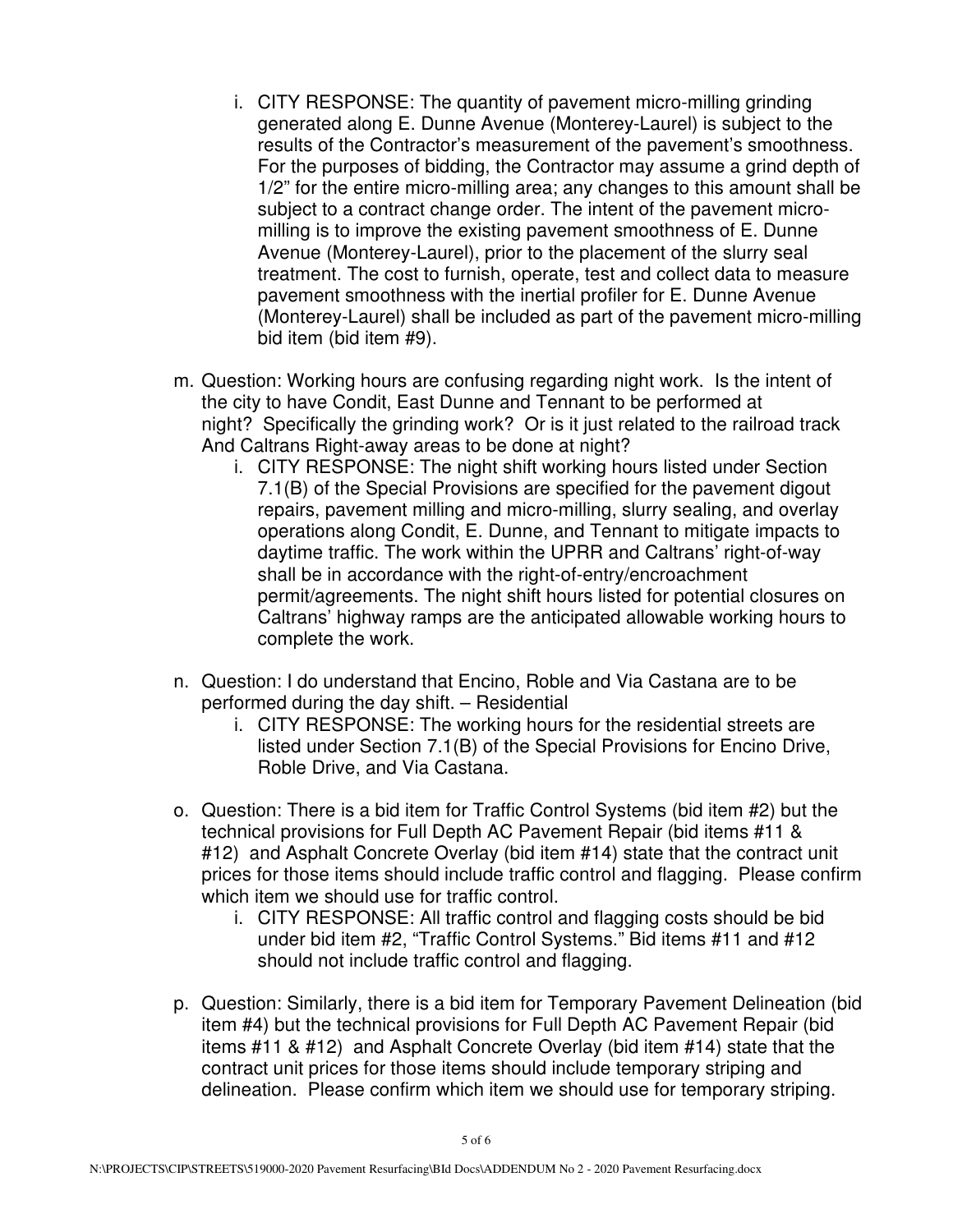i. CITY RESPONSE: The quantity of pavement micro-milling grinding generated along E. Dunne Avenue (Monterey-Laurel) is subject to the results of the Contractor's measurement of the pavement's smoothness. For the purposes of bidding, the Contractor may assume a grind depth of 1/2" for the entire micro-milling area; any changes to this amount shall be subject to a contract change order. The intent of the pavement micro-milling is to improve the existing pavement smoothness of E. Dunne Avenue (Monterey-Laurel), prior to the placement of the slurry seal treatment. The cost to furnish, operate, test and collect data to measure pavement smoothness with the inertial profiler for E. Dunne Avenue (Monterey-Laurel) shall be included as part of the pavement micro-milling bid item (bid item #9).

m. Question: Working hours are confusing regarding night work. Is the intent of the city to have Condit, East Dunne and Tennant to be performed at night? Specifically the grinding work? Or is it just related to the railroad track And Caltrans Right-away areas to be done at night?
   i. CITY RESPONSE: The night shift working hours listed under Section 7.1(B) of the Special Provisions are specified for the pavement digout repairs, pavement milling and micro-milling, slurry sealing, and overlay operations along Condit, E. Dunne, and Tennant to mitigate impacts to daytime traffic. The work within the UPRR and Caltrans' right-of-way shall be in accordance with the right-of-entry/encroachment permit/agreements. The night shift hours listed for potential closures on Caltrans' highway ramps are the anticipated allowable working hours to complete the work.

n. Question: I do understand that Encino, Roble and Via Castana are to be performed during the day shift. – Residential
   i. CITY RESPONSE: The working hours for the residential streets are listed under Section 7.1(B) of the Special Provisions for Encino Drive, Roble Drive, and Via Castana.

o. Question: There is a bid item for Traffic Control Systems (bid item #2) but the technical provisions for Full Depth AC Pavement Repair (bid items #11 & #12) and Asphalt Concrete Overlay (bid item #14) state that the contract unit prices for those items should include traffic control and flagging. Please confirm which item we should use for traffic control.
   i. CITY RESPONSE: All traffic control and flagging costs should be bid under bid item #2, "Traffic Control Systems." Bid items #11 and #12 should not include traffic control and flagging.

p. Question: Similarly, there is a bid item for Temporary Pavement Delineation (bid item #4) but the technical provisions for Full Depth AC Pavement Repair (bid items #11 & #12) and Asphalt Concrete Overlay (bid item #14) state that the contract unit prices for those items should include temporary striping and delineation. Please confirm which item we should use for temporary striping.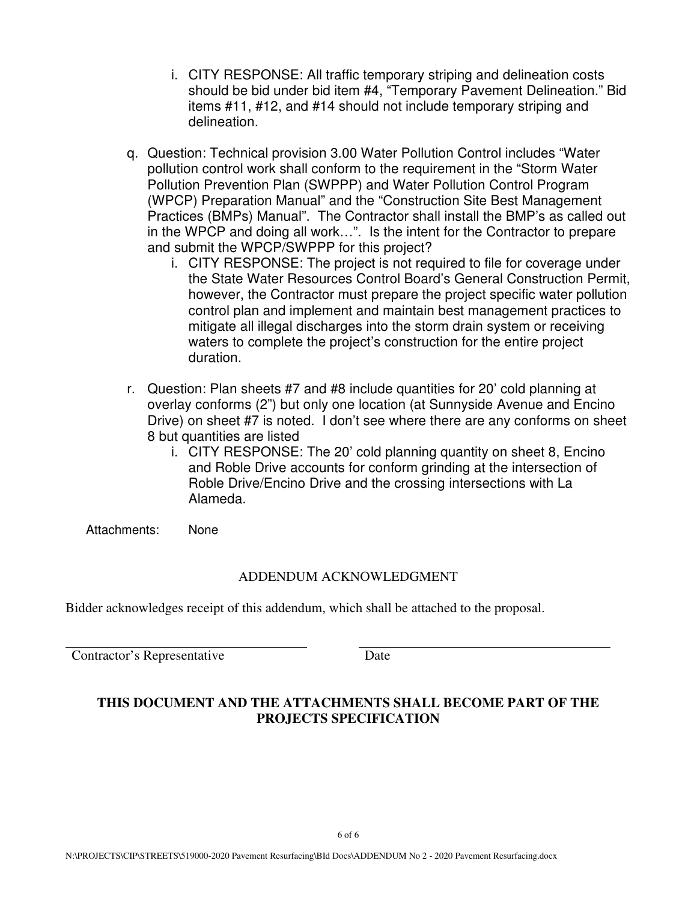i. CITY RESPONSE: All traffic temporary striping and delineation costs should be bid under bid item #4, "Temporary Pavement Delineation." Bid items #11, #12, and #14 should not include temporary striping and delineation.

q. Question: Technical provision 3.00 Water Pollution Control includes "Water pollution control work shall conform to the requirement in the "Storm Water Pollution Prevention Plan (SWPPP) and Water Pollution Control Program (WPCP) Preparation Manual" and the "Construction Site Best Management Practices (BMPs) Manual". The Contractor shall install the BMP's as called out in the WPCP and doing all work…". Is the intent for the Contractor to prepare and submit the WPCP/SWPPP for this project?
   i. CITY RESPONSE: The project is not required to file for coverage under the State Water Resources Control Board's General Construction Permit, however, the Contractor must prepare the project specific water pollution control plan and implement and maintain best management practices to mitigate all illegal discharges into the storm drain system or receiving waters to complete the project's construction for the entire project duration.

r. Question: Plan sheets #7 and #8 include quantities for 20' cold planning at overlay conforms (2") but only one location (at Sunnyside Avenue and Encino Drive) on sheet #7 is noted. I don't see where there are any conforms on sheet 8 but quantities are listed
   i. CITY RESPONSE: The 20' cold planning quantity on sheet 8, Encino and Roble Drive accounts for conform grinding at the intersection of Roble Drive/Encino Drive and the crossing intersections with La Alameda.

Attachments: None

ADDENDUM ACKNOWLEDGMENT

Bidder acknowledges receipt of this addendum, which shall be attached to the proposal.

\_\_\_\_\_\_\_\_\_\_\_\_\_\_\_\_\_\_\_\_\_\_\_\_\_\_\_\_\_\_ \_\_\_\_\_\_\_\_\_\_\_\_\_\_\_\_\_\_\_\_\_\_\_\_\_\_\_\_\_\_

Contractor's Representative Date

**THIS DOCUMENT AND THE ATTACHMENTS SHALL BECOME PART OF THE PROJECTS SPECIFICATION**

N:\PROJECTS\CIP\STREETS\519000-2020 Pavement Resurfacing\BId Docs\ADDENDUM No 2 - 2020 Pavement Resurfacing.docx